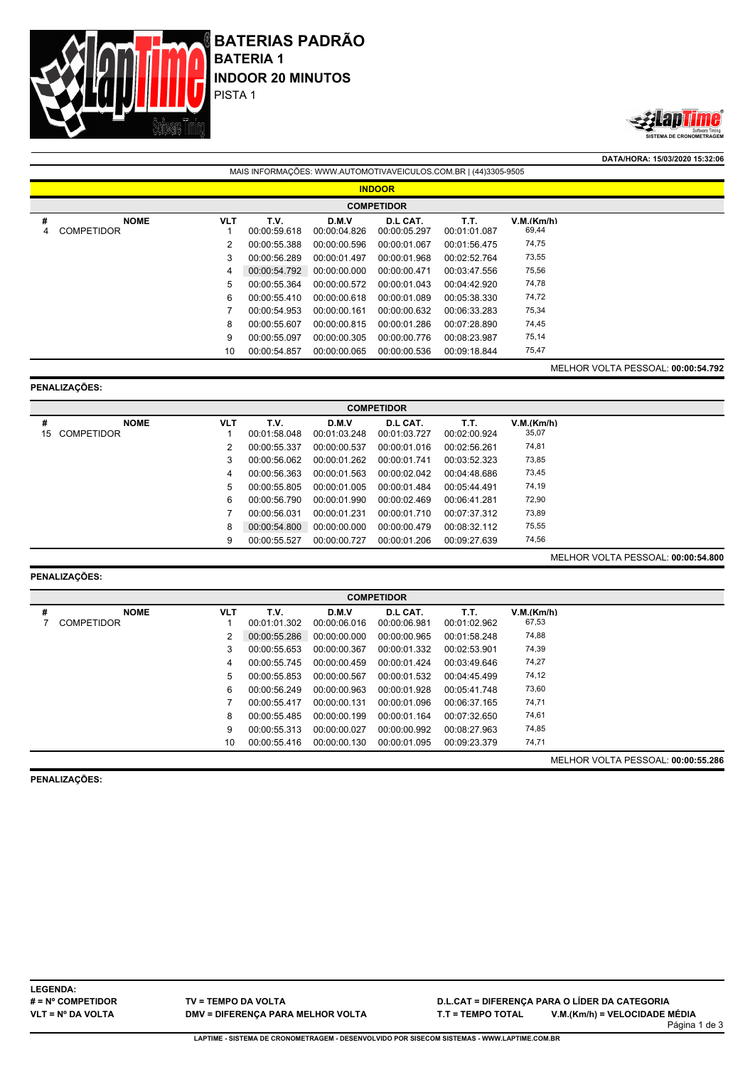# BATERIAS PADRÃO
## BATERIA 1
## INDOOR 20 MINUTOS
PISTA 1

**DATA/HORA: 15/03/2020 15:32:06**

MAIS INFORMAÇÕES: WWW.AUTOMOTIVAVEICULOS.COM.BR | (44)3305-9505

**INDOOR**

**COMPETIDOR**

| # | NOME | VLT | T.V. | D.M.V | D.L CAT. | T.T. | V.M.(Km/h) |
|---|---|---|---|---|---|---|---|
| 4 | COMPETIDOR | 1 | 00:00:59.618 | 00:00:04.826 | 00:00:05.297 | 00:01:01.087 | 69,44 |
| | | 2 | 00:00:55.388 | 00:00:00.596 | 00:00:01.067 | 00:01:56.475 | 74,75 |
| | | 3 | 00:00:56.289 | 00:00:01.497 | 00:00:01.968 | 00:02:52.764 | 73,55 |
| | | 4 | 00:00:54.792 | 00:00:00.000 | 00:00:00.471 | 00:03:47.556 | 75,56 |
| | | 5 | 00:00:55.364 | 00:00:00.572 | 00:00:01.043 | 00:04:42.920 | 74,78 |
| | | 6 | 00:00:55.410 | 00:00:00.618 | 00:00:01.089 | 00:05:38.330 | 74,72 |
| | | 7 | 00:00:54.953 | 00:00:00.161 | 00:00:00.632 | 00:06:33.283 | 75,34 |
| | | 8 | 00:00:55.607 | 00:00:00.815 | 00:00:01.286 | 00:07:28.890 | 74,45 |
| | | 9 | 00:00:55.097 | 00:00:00.305 | 00:00:00.776 | 00:08:23.987 | 75,14 |
| | | 10 | 00:00:54.857 | 00:00:00.065 | 00:00:00.536 | 00:09:18.844 | 75,47 |

MELHOR VOLTA PESSOAL: **00:00:54.792**

**PENALIZAÇÕES:**

**COMPETIDOR**

| # | NOME | VLT | T.V. | D.M.V | D.L CAT. | T.T. | V.M.(Km/h) |
|---|---|---|---|---|---|---|---|
| 15 | COMPETIDOR | 1 | 00:01:58.048 | 00:01:03.248 | 00:01:03.727 | 00:02:00.924 | 35,07 |
| | | 2 | 00:00:55.337 | 00:00:00.537 | 00:00:01.016 | 00:02:56.261 | 74,81 |
| | | 3 | 00:00:56.062 | 00:00:01.262 | 00:00:01.741 | 00:03:52.323 | 73,85 |
| | | 4 | 00:00:56.363 | 00:00:01.563 | 00:00:02.042 | 00:04:48.686 | 73,45 |
| | | 5 | 00:00:55.805 | 00:00:01.005 | 00:00:01.484 | 00:05:44.491 | 74,19 |
| | | 6 | 00:00:56.790 | 00:00:01.990 | 00:00:02.469 | 00:06:41.281 | 72,90 |
| | | 7 | 00:00:56.031 | 00:00:01.231 | 00:00:01.710 | 00:07:37.312 | 73,89 |
| | | 8 | 00:00:54.800 | 00:00:00.000 | 00:00:00.479 | 00:08:32.112 | 75,55 |
| | | 9 | 00:00:55.527 | 00:00:00.727 | 00:00:01.206 | 00:09:27.639 | 74,56 |

MELHOR VOLTA PESSOAL: **00:00:54.800**

**PENALIZAÇÕES:**

**COMPETIDOR**

| # | NOME | VLT | T.V. | D.M.V | D.L CAT. | T.T. | V.M.(Km/h) |
|---|---|---|---|---|---|---|---|
| 7 | COMPETIDOR | 1 | 00:01:01.302 | 00:00:06.016 | 00:00:06.981 | 00:01:02.962 | 67,53 |
| | | 2 | 00:00:55.286 | 00:00:00.000 | 00:00:00.965 | 00:01:58.248 | 74,88 |
| | | 3 | 00:00:55.653 | 00:00:00.367 | 00:00:01.332 | 00:02:53.901 | 74,39 |
| | | 4 | 00:00:55.745 | 00:00:00.459 | 00:00:01.424 | 00:03:49.646 | 74,27 |
| | | 5 | 00:00:55.853 | 00:00:00.567 | 00:00:01.532 | 00:04:45.499 | 74,12 |
| | | 6 | 00:00:56.249 | 00:00:00.963 | 00:00:01.928 | 00:05:41.748 | 73,60 |
| | | 7 | 00:00:55.417 | 00:00:00.131 | 00:00:01.096 | 00:06:37.165 | 74,71 |
| | | 8 | 00:00:55.485 | 00:00:00.199 | 00:00:01.164 | 00:07:32.650 | 74,61 |
| | | 9 | 00:00:55.313 | 00:00:00.027 | 00:00:00.992 | 00:08:27.963 | 74,85 |
| | | 10 | 00:00:55.416 | 00:00:00.130 | 00:00:01.095 | 00:09:23.379 | 74,71 |

MELHOR VOLTA PESSOAL: **00:00:55.286**

**PENALIZAÇÕES:**

**LEGENDA:**
**# = Nº COMPETIDOR** | **TV = TEMPO DA VOLTA** | **D.L.CAT = DIFERENÇA PARA O LÍDER DA CATEGORIA**
**VLT = Nº DA VOLTA** | **DMV = DIFERENÇA PARA MELHOR VOLTA** | **T.T = TEMPO TOTAL** | **V.M.(Km/h) = VELOCIDADE MÉDIA**

**LAPTIME - SISTEMA DE CRONOMETRAGEM - DESENVOLVIDO POR SISECOM SISTEMAS - WWW.LAPTIME.COM.BR**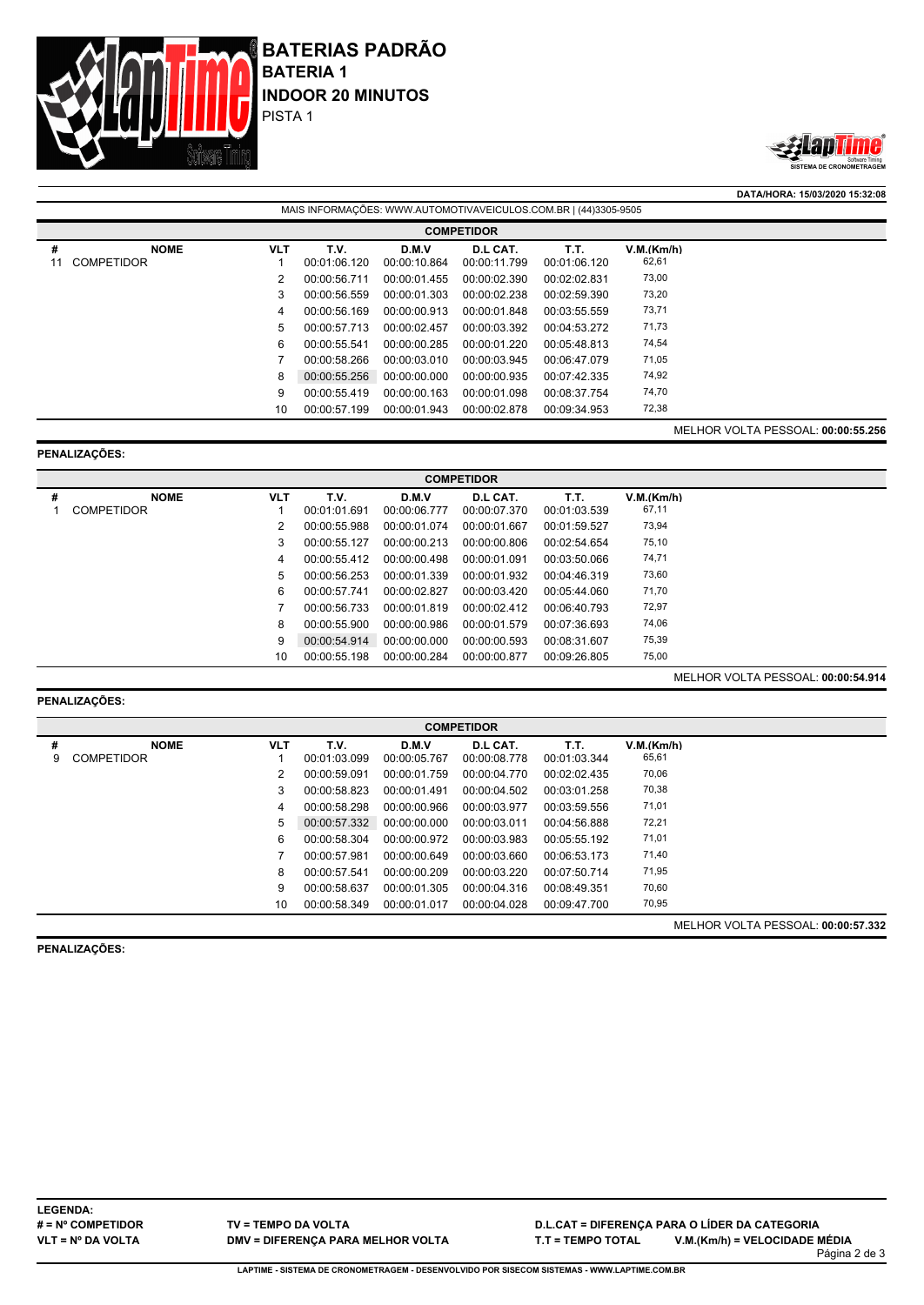# BATERIAS PADRÃO

## BATERIA 1

## INDOOR 20 MINUTOS

PISTA 1

**DATA/HORA: 15/03/2020 15:32:08**

MAIS INFORMAÇÕES: WWW.AUTOMOTIVAVEICULOS.COM.BR | (44)3305-9505

**COMPETIDOR**

| # | NOME | VLT | T.V. | D.M.V | D.L CAT. | T.T. | V.M.(Km/h) |
|---|---|---|---|---|---|---|---|
| 11 | COMPETIDOR | 1 | 00:01:06.120 | 00:00:10.864 | 00:00:11.799 | 00:01:06.120 | 62,61 |
| | | 2 | 00:00:56.711 | 00:00:01.455 | 00:00:02.390 | 00:02:02.831 | 73,00 |
| | | 3 | 00:00:56.559 | 00:00:01.303 | 00:00:02.238 | 00:02:59.390 | 73,20 |
| | | 4 | 00:00:56.169 | 00:00:00.913 | 00:00:01.848 | 00:03:55.559 | 73,71 |
| | | 5 | 00:00:57.713 | 00:00:02.457 | 00:00:03.392 | 00:04:53.272 | 71,73 |
| | | 6 | 00:00:55.541 | 00:00:00.285 | 00:00:01.220 | 00:05:48.813 | 74,54 |
| | | 7 | 00:00:58.266 | 00:00:03.010 | 00:00:03.945 | 00:06:47.079 | 71,05 |
| | | 8 | 00:00:55.256 | 00:00:00.000 | 00:00:00.935 | 00:07:42.335 | 74,92 |
| | | 9 | 00:00:55.419 | 00:00:00.163 | 00:00:01.098 | 00:08:37.754 | 74,70 |
| | | 10 | 00:00:57.199 | 00:00:01.943 | 00:00:02.878 | 00:09:34.953 | 72,38 |

MELHOR VOLTA PESSOAL: **00:00:55.256**

**PENALIZAÇÕES:**

**COMPETIDOR**

| # | NOME | VLT | T.V. | D.M.V | D.L CAT. | T.T. | V.M.(Km/h) |
|---|---|---|---|---|---|---|---|
| 1 | COMPETIDOR | 1 | 00:01:01.691 | 00:00:06.777 | 00:00:07.370 | 00:01:03.539 | 67,11 |
| | | 2 | 00:00:55.988 | 00:00:01.074 | 00:00:01.667 | 00:01:59.527 | 73,94 |
| | | 3 | 00:00:55.127 | 00:00:00.213 | 00:00:00.806 | 00:02:54.654 | 75,10 |
| | | 4 | 00:00:55.412 | 00:00:00.498 | 00:00:01.091 | 00:03:50.066 | 74,71 |
| | | 5 | 00:00:56.253 | 00:00:01.339 | 00:00:01.932 | 00:04:46.319 | 73,60 |
| | | 6 | 00:00:57.741 | 00:00:02.827 | 00:00:03.420 | 00:05:44.060 | 71,70 |
| | | 7 | 00:00:56.733 | 00:00:01.819 | 00:00:02.412 | 00:06:40.793 | 72,97 |
| | | 8 | 00:00:55.900 | 00:00:00.986 | 00:00:01.579 | 00:07:36.693 | 74,06 |
| | | 9 | 00:00:54.914 | 00:00:00.000 | 00:00:00.593 | 00:08:31.607 | 75,39 |
| | | 10 | 00:00:55.198 | 00:00:00.284 | 00:00:00.877 | 00:09:26.805 | 75,00 |

MELHOR VOLTA PESSOAL: **00:00:54.914**

**PENALIZAÇÕES:**

**COMPETIDOR**

| # | NOME | VLT | T.V. | D.M.V | D.L CAT. | T.T. | V.M.(Km/h) |
|---|---|---|---|---|---|---|---|
| 9 | COMPETIDOR | 1 | 00:01:03.099 | 00:00:05.767 | 00:00:08.778 | 00:01:03.344 | 65,61 |
| | | 2 | 00:00:59.091 | 00:00:01.759 | 00:00:04.770 | 00:02:02.435 | 70,06 |
| | | 3 | 00:00:58.823 | 00:00:01.491 | 00:00:04.502 | 00:03:01.258 | 70,38 |
| | | 4 | 00:00:58.298 | 00:00:00.966 | 00:00:03.977 | 00:03:59.556 | 71,01 |
| | | 5 | 00:00:57.332 | 00:00:00.000 | 00:00:03.011 | 00:04:56.888 | 72,21 |
| | | 6 | 00:00:58.304 | 00:00:00.972 | 00:00:03.983 | 00:05:55.192 | 71,01 |
| | | 7 | 00:00:57.981 | 00:00:00.649 | 00:00:03.660 | 00:06:53.173 | 71,40 |
| | | 8 | 00:00:57.541 | 00:00:00.209 | 00:00:03.220 | 00:07:50.714 | 71,95 |
| | | 9 | 00:00:58.637 | 00:00:01.305 | 00:00:04.316 | 00:08:49.351 | 70,60 |
| | | 10 | 00:00:58.349 | 00:00:01.017 | 00:00:04.028 | 00:09:47.700 | 70,95 |

MELHOR VOLTA PESSOAL: **00:00:57.332**

**PENALIZAÇÕES:**

**LEGENDA:**

**# = Nº COMPETIDOR**
**VLT = Nº DA VOLTA**
**TV = TEMPO DA VOLTA**
**DMV = DIFERENÇA PARA MELHOR VOLTA**
**D.L.CAT = DIFERENÇA PARA O LÍDER DA CATEGORIA**
**T.T = TEMPO TOTAL**
**V.M.(Km/h) = VELOCIDADE MÉDIA**

**LAPTIME - SISTEMA DE CRONOMETRAGEM - DESENVOLVIDO POR SISECOM SISTEMAS - WWW.LAPTIME.COM.BR**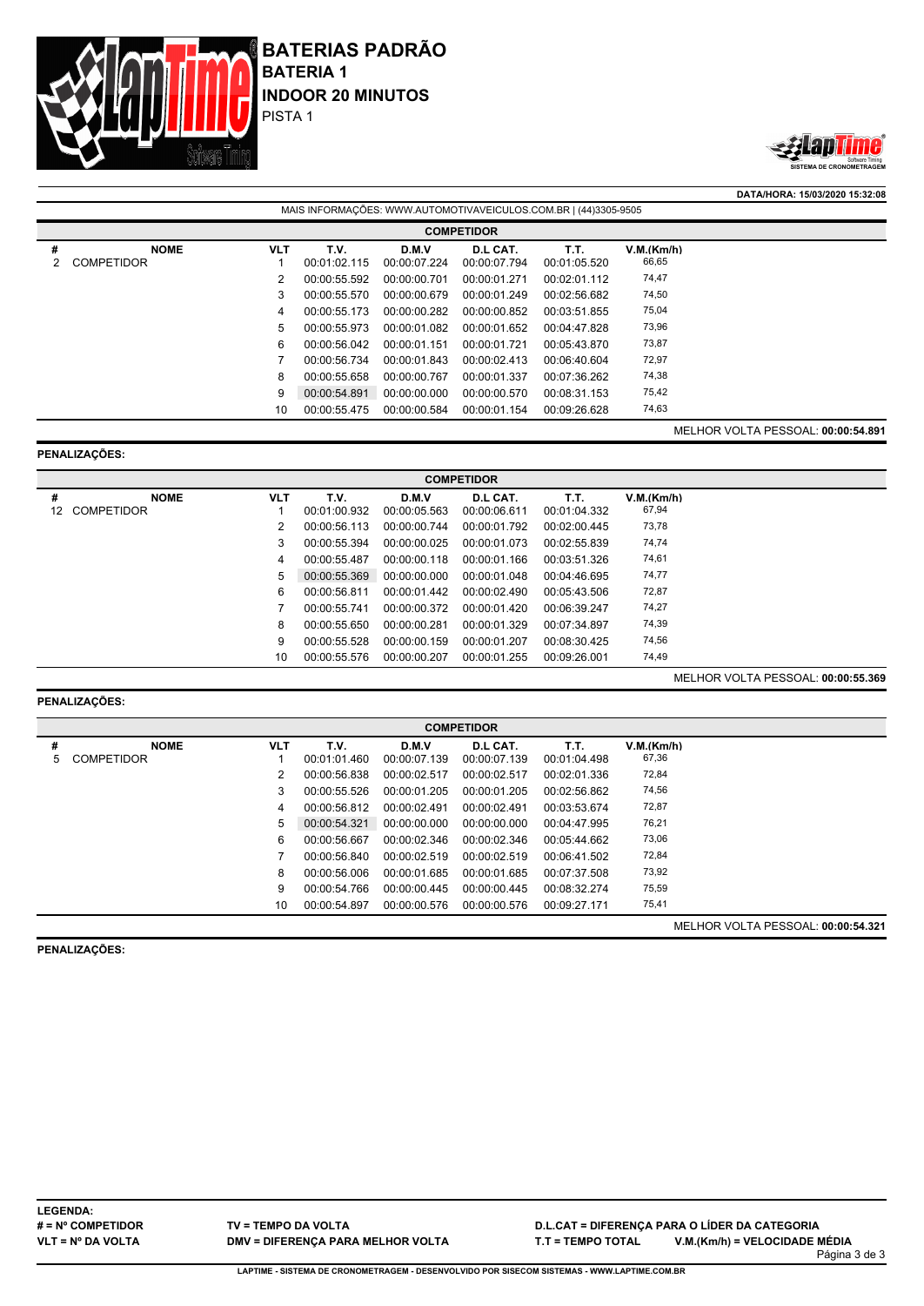# BATERIAS PADRÃO

**BATERIA 1**

**INDOOR 20 MINUTOS**

PISTA 1

**DATA/HORA: 15/03/2020 15:32:08**

MAIS INFORMAÇÕES: WWW.AUTOMOTIVAVEICULOS.COM.BR | (44)3305-9505

**COMPETIDOR**

| # | NOME | VLT | T.V. | D.M.V | D.L CAT. | T.T. | V.M.(Km/h) |
|---|---|---|---|---|---|---|---|
| 2 | COMPETIDOR | 1 | 00:01:02.115 | 00:00:07.224 | 00:00:07.794 | 00:01:05.520 | 66,65 |
| | | 2 | 00:00:55.592 | 00:00:00.701 | 00:00:01.271 | 00:02:01.112 | 74,47 |
| | | 3 | 00:00:55.570 | 00:00:00.679 | 00:00:01.249 | 00:02:56.682 | 74,50 |
| | | 4 | 00:00:55.173 | 00:00:00.282 | 00:00:00.852 | 00:03:51.855 | 75,04 |
| | | 5 | 00:00:55.973 | 00:00:01.082 | 00:00:01.652 | 00:04:47.828 | 73,96 |
| | | 6 | 00:00:56.042 | 00:00:01.151 | 00:00:01.721 | 00:05:43.870 | 73,87 |
| | | 7 | 00:00:56.734 | 00:00:01.843 | 00:00:02.413 | 00:06:40.604 | 72,97 |
| | | 8 | 00:00:55.658 | 00:00:00.767 | 00:00:01.337 | 00:07:36.262 | 74,38 |
| | | 9 | 00:00:54.891 | 00:00:00.000 | 00:00:00.570 | 00:08:31.153 | 75,42 |
| | | 10 | 00:00:55.475 | 00:00:00.584 | 00:00:01.154 | 00:09:26.628 | 74,63 |

MELHOR VOLTA PESSOAL: **00:00:54.891**

**PENALIZAÇÕES:**

**COMPETIDOR**

| # | NOME | VLT | T.V. | D.M.V | D.L CAT. | T.T. | V.M.(Km/h) |
|---|---|---|---|---|---|---|---|
| 12 | COMPETIDOR | 1 | 00:01:00.932 | 00:00:05.563 | 00:00:06.611 | 00:01:04.332 | 67,94 |
| | | 2 | 00:00:56.113 | 00:00:00.744 | 00:00:01.792 | 00:02:00.445 | 73,78 |
| | | 3 | 00:00:55.394 | 00:00:00.025 | 00:00:01.073 | 00:02:55.839 | 74,74 |
| | | 4 | 00:00:55.487 | 00:00:00.118 | 00:00:01.166 | 00:03:51.326 | 74,61 |
| | | 5 | 00:00:55.369 | 00:00:00.000 | 00:00:01.048 | 00:04:46.695 | 74,77 |
| | | 6 | 00:00:56.811 | 00:00:01.442 | 00:00:02.490 | 00:05:43.506 | 72,87 |
| | | 7 | 00:00:55.741 | 00:00:00.372 | 00:00:01.420 | 00:06:39.247 | 74,27 |
| | | 8 | 00:00:55.650 | 00:00:00.281 | 00:00:01.329 | 00:07:34.897 | 74,39 |
| | | 9 | 00:00:55.528 | 00:00:00.159 | 00:00:01.207 | 00:08:30.425 | 74,56 |
| | | 10 | 00:00:55.576 | 00:00:00.207 | 00:00:01.255 | 00:09:26.001 | 74,49 |

MELHOR VOLTA PESSOAL: **00:00:55.369**

**PENALIZAÇÕES:**

**COMPETIDOR**

| # | NOME | VLT | T.V. | D.M.V | D.L CAT. | T.T. | V.M.(Km/h) |
|---|---|---|---|---|---|---|---|
| 5 | COMPETIDOR | 1 | 00:01:01.460 | 00:00:07.139 | 00:00:07.139 | 00:01:04.498 | 67,36 |
| | | 2 | 00:00:56.838 | 00:00:02.517 | 00:00:02.517 | 00:02:01.336 | 72,84 |
| | | 3 | 00:00:55.526 | 00:00:01.205 | 00:00:01.205 | 00:02:56.862 | 74,56 |
| | | 4 | 00:00:56.812 | 00:00:02.491 | 00:00:02.491 | 00:03:53.674 | 72,87 |
| | | 5 | 00:00:54.321 | 00:00:00.000 | 00:00:00.000 | 00:04:47.995 | 76,21 |
| | | 6 | 00:00:56.667 | 00:00:02.346 | 00:00:02.346 | 00:05:44.662 | 73,06 |
| | | 7 | 00:00:56.840 | 00:00:02.519 | 00:00:02.519 | 00:06:41.502 | 72,84 |
| | | 8 | 00:00:56.006 | 00:00:01.685 | 00:00:01.685 | 00:07:37.508 | 73,92 |
| | | 9 | 00:00:54.766 | 00:00:00.445 | 00:00:00.445 | 00:08:32.274 | 75,59 |
| | | 10 | 00:00:54.897 | 00:00:00.576 | 00:00:00.576 | 00:09:27.171 | 75,41 |

MELHOR VOLTA PESSOAL: **00:00:54.321**

**PENALIZAÇÕES:**

**LEGENDA:**

**# = Nº COMPETIDOR** | **TV = TEMPO DA VOLTA** | **D.L.CAT = DIFERENÇA PARA O LÍDER DA CATEGORIA**

**VLT = Nº DA VOLTA** | **DMV = DIFERENÇA PARA MELHOR VOLTA** | **T.T = TEMPO TOTAL** | **V.M.(Km/h) = VELOCIDADE MÉDIA**

**LAPTIME - SISTEMA DE CRONOMETRAGEM - DESENVOLVIDO POR SISECOM SISTEMAS - WWW.LAPTIME.COM.BR**